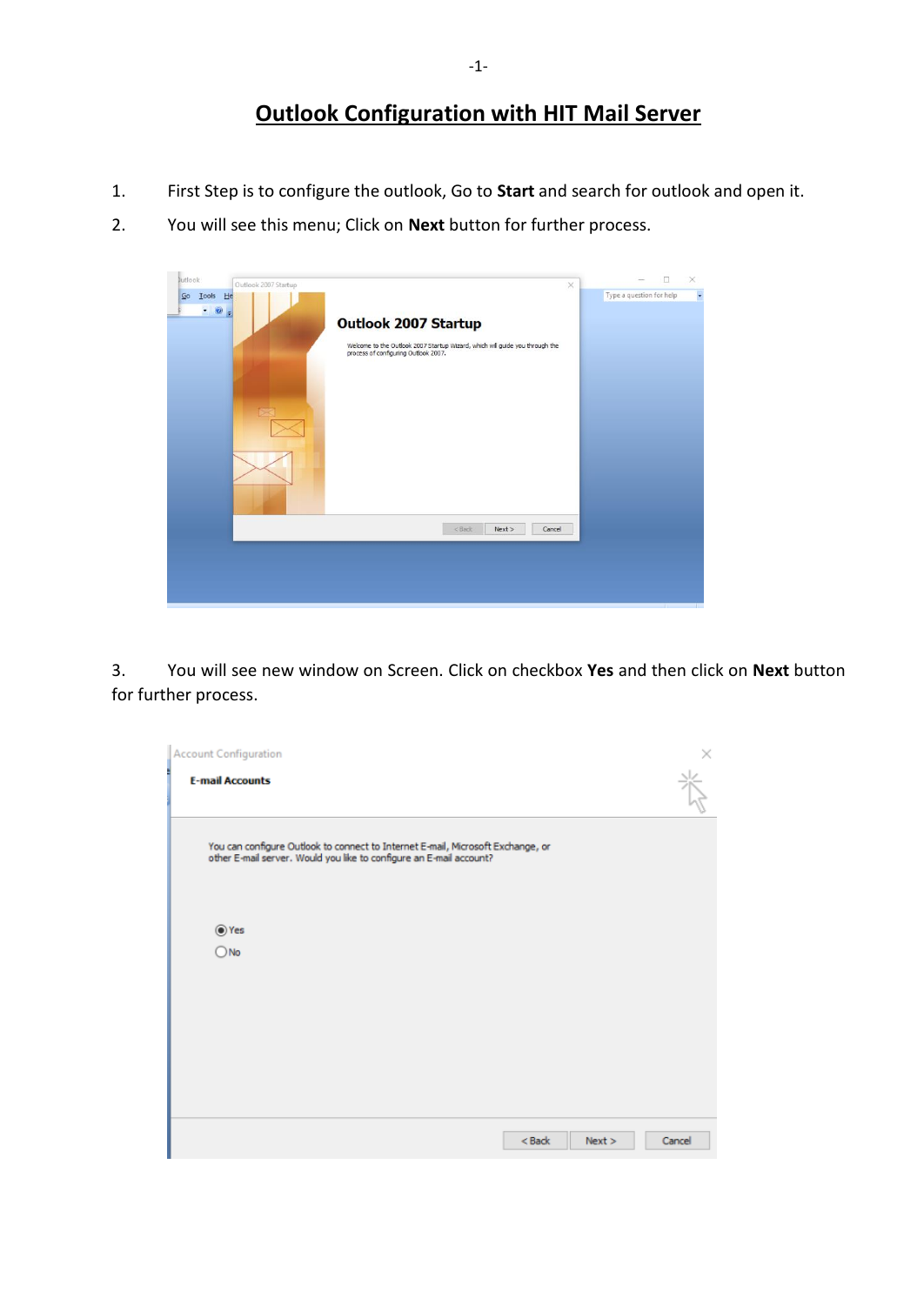# Outlook Configuration with HIT Mail Server

1. First Step is to configure the outlook, Go to **Start** and search for outlook and open it.
2. You will see this menu; Click on **Next** button for further process.

3. You will see new window on Screen. Click on checkbox **Yes** and then click on **Next** button for further process.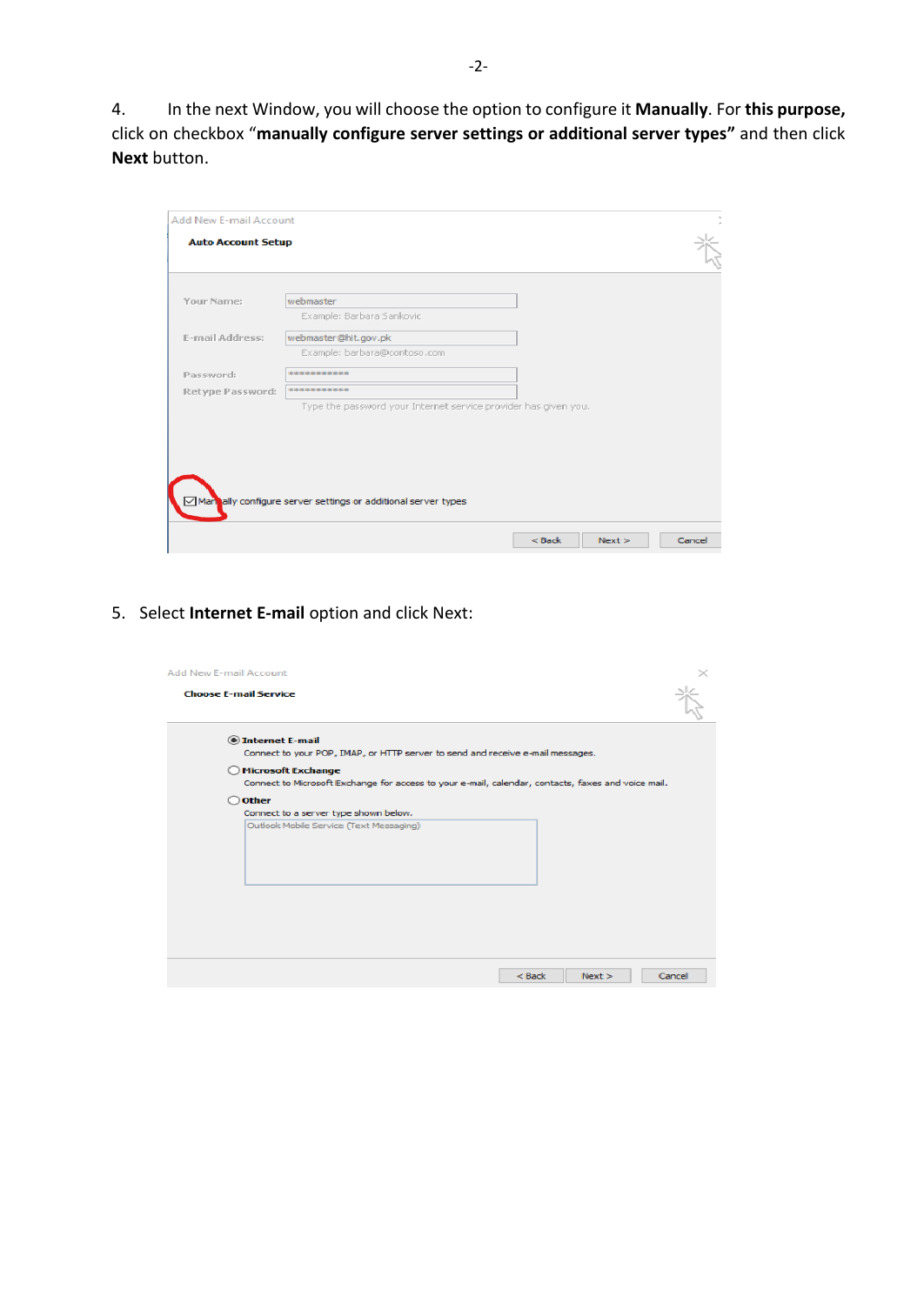4. In the next Window, you will choose the option to configure it **Manually**. For **this purpose,** click on checkbox "**manually configure server settings or additional server types"** and then click **Next** button.

5. Select **Internet E-mail** option and click Next: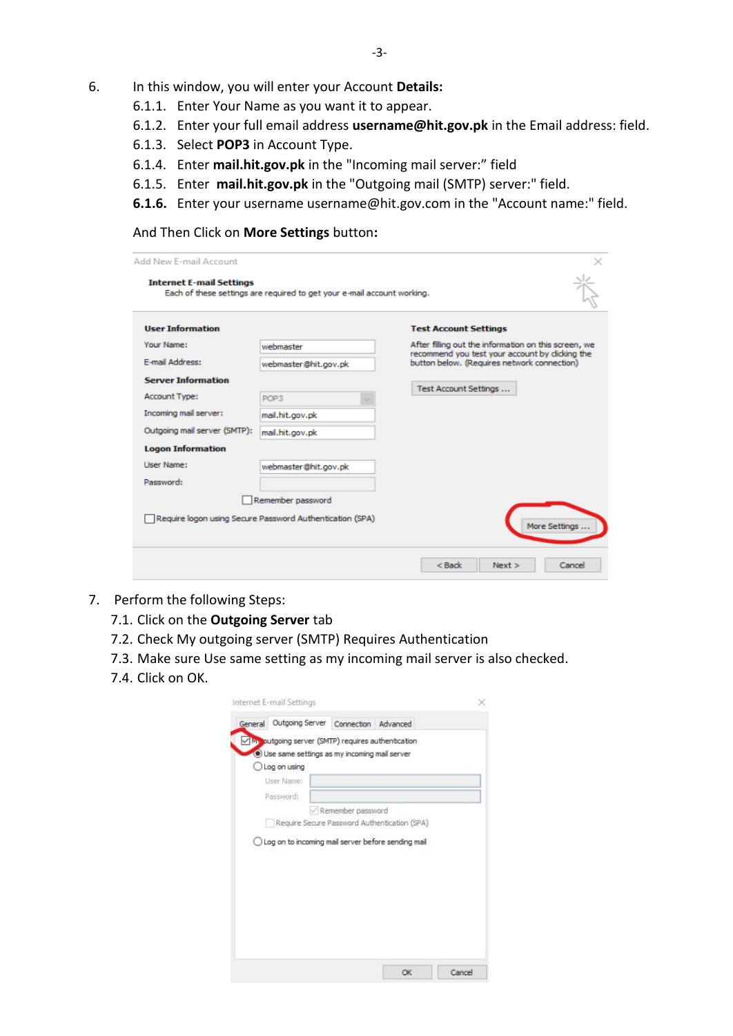6. In this window, you will enter your Account **Details:**
   - 6.1.1. Enter Your Name as you want it to appear.
   - 6.1.2. Enter your full email address **username@hit.gov.pk** in the Email address: field.
   - 6.1.3. Select **POP3** in Account Type.
   - 6.1.4. Enter **mail.hit.gov.pk** in the "Incoming mail server:" field
   - 6.1.5. Enter **mail.hit.gov.pk** in the "Outgoing mail (SMTP) server:" field.
   - **6.1.6.** Enter your username username@hit.gov.com in the "Account name:" field.

   And Then Click on **More Settings** button**:**

7. Perform the following Steps:
   - 7.1. Click on the **Outgoing Server** tab
   - 7.2. Check My outgoing server (SMTP) Requires Authentication
   - 7.3. Make sure Use same setting as my incoming mail server is also checked.
   - 7.4. Click on OK.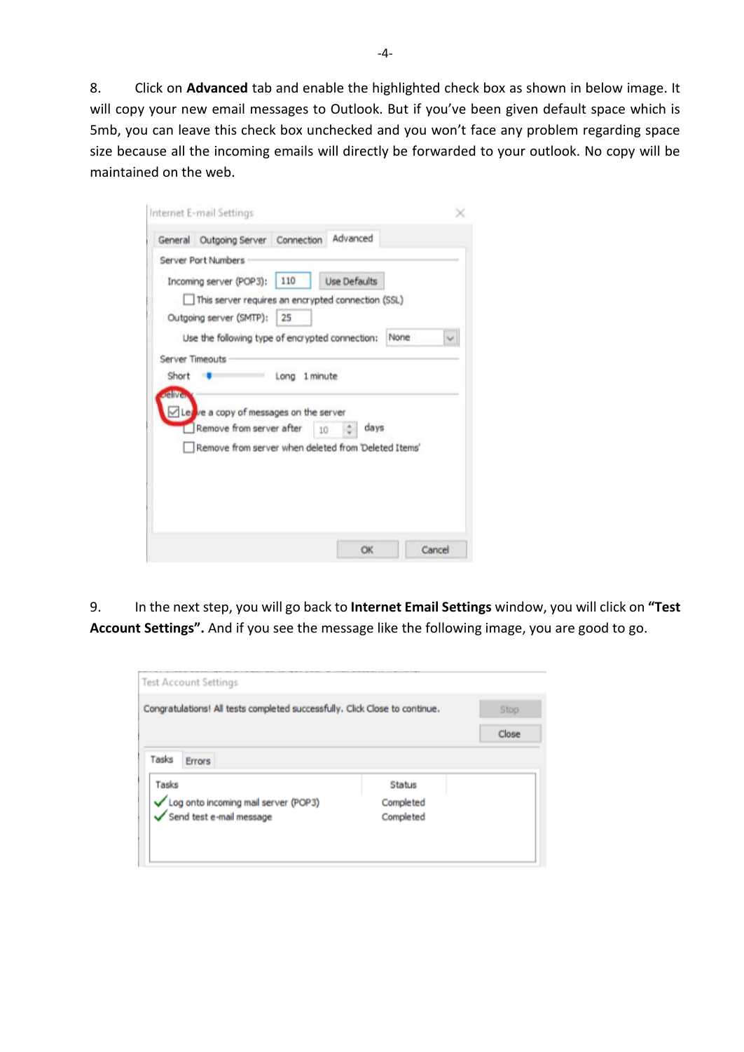8. Click on **Advanced** tab and enable the highlighted check box as shown in below image. It will copy your new email messages to Outlook. But if you've been given default space which is 5mb, you can leave this check box unchecked and you won't face any problem regarding space size because all the incoming emails will directly be forwarded to your outlook. No copy will be maintained on the web.

9. In the next step, you will go back to **Internet Email Settings** window, you will click on **"Test Account Settings".** And if you see the message like the following image, you are good to go.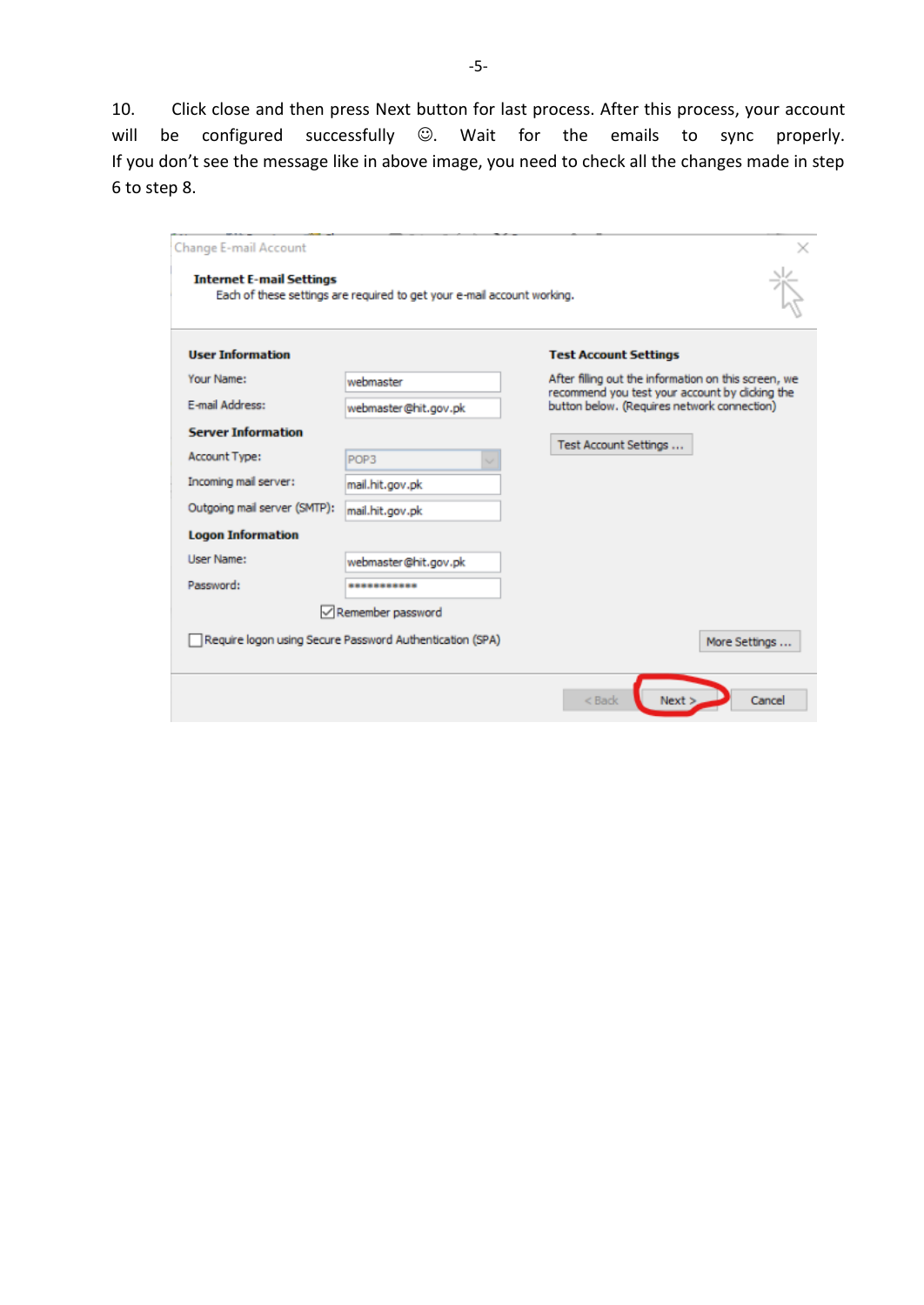10. Click close and then press Next button for last process. After this process, your account will be configured successfully ☺. Wait for the emails to sync properly. If you don't see the message like in above image, you need to check all the changes made in step 6 to step 8.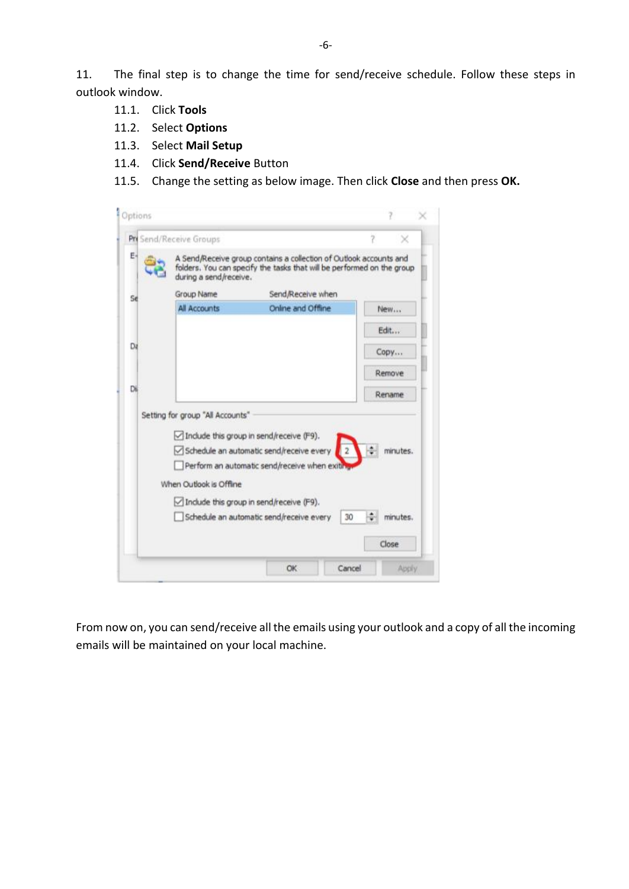11. The final step is to change the time for send/receive schedule. Follow these steps in outlook window.

   11.1. Click **Tools**
   11.2. Select **Options**
   11.3. Select **Mail Setup**
   11.4. Click **Send/Receive** Button
   11.5. Change the setting as below image. Then click **Close** and then press **OK.**

From now on, you can send/receive all the emails using your outlook and a copy of all the incoming emails will be maintained on your local machine.